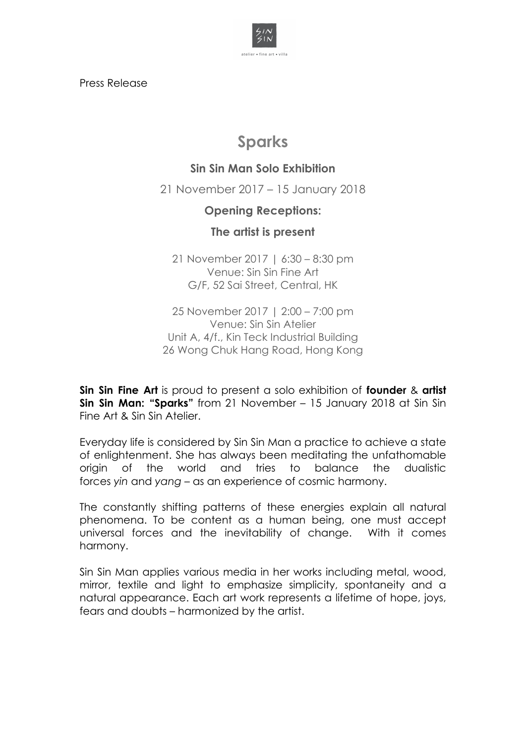Press Release

# Sparks

### Sin Sin Man Solo Exhibition

21 November 2017 – 15 January 2018

### Opening Receptions:

### The artist is present

21 November 2017 | 6:30 – 8:30 pm
Venue: Sin Sin Fine Art
G/F, 52 Sai Street, Central, HK

25 November 2017 | 2:00 – 7:00 pm
Venue: Sin Sin Atelier
Unit A, 4/f., Kin Teck Industrial Building
26 Wong Chuk Hang Road, Hong Kong

**Sin Sin Fine Art** is proud to present a solo exhibition of **founder** & **artist Sin Sin Man: "Sparks"** from 21 November – 15 January 2018 at Sin Sin Fine Art & Sin Sin Atelier.

Everyday life is considered by Sin Sin Man a practice to achieve a state of enlightenment. She has always been meditating the unfathomable origin of the world and tries to balance the dualistic forces *yin* and *yang* – as an experience of cosmic harmony.

The constantly shifting patterns of these energies explain all natural phenomena. To be content as a human being, one must accept universal forces and the inevitability of change. With it comes harmony.

Sin Sin Man applies various media in her works including metal, wood, mirror, textile and light to emphasize simplicity, spontaneity and a natural appearance. Each art work represents a lifetime of hope, joys, fears and doubts – harmonized by the artist.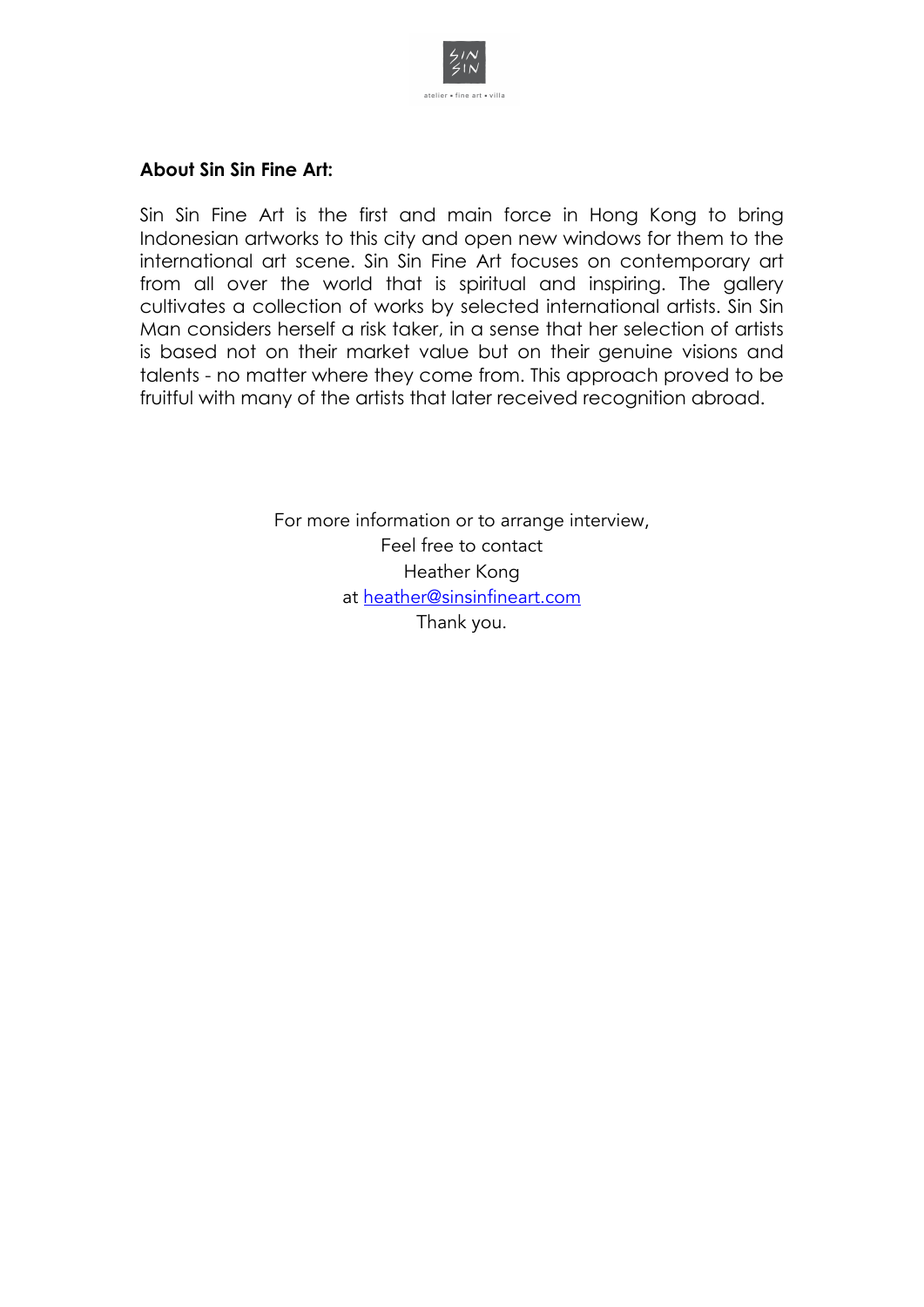**About Sin Sin Fine Art:**

Sin Sin Fine Art is the first and main force in Hong Kong to bring Indonesian artworks to this city and open new windows for them to the international art scene. Sin Sin Fine Art focuses on contemporary art from all over the world that is spiritual and inspiring. The gallery cultivates a collection of works by selected international artists. Sin Sin Man considers herself a risk taker, in a sense that her selection of artists is based not on their market value but on their genuine visions and talents - no matter where they come from. This approach proved to be fruitful with many of the artists that later received recognition abroad.

For more information or to arrange interview,
Feel free to contact
Heather Kong
at heather@sinsinfineart.com
Thank you.